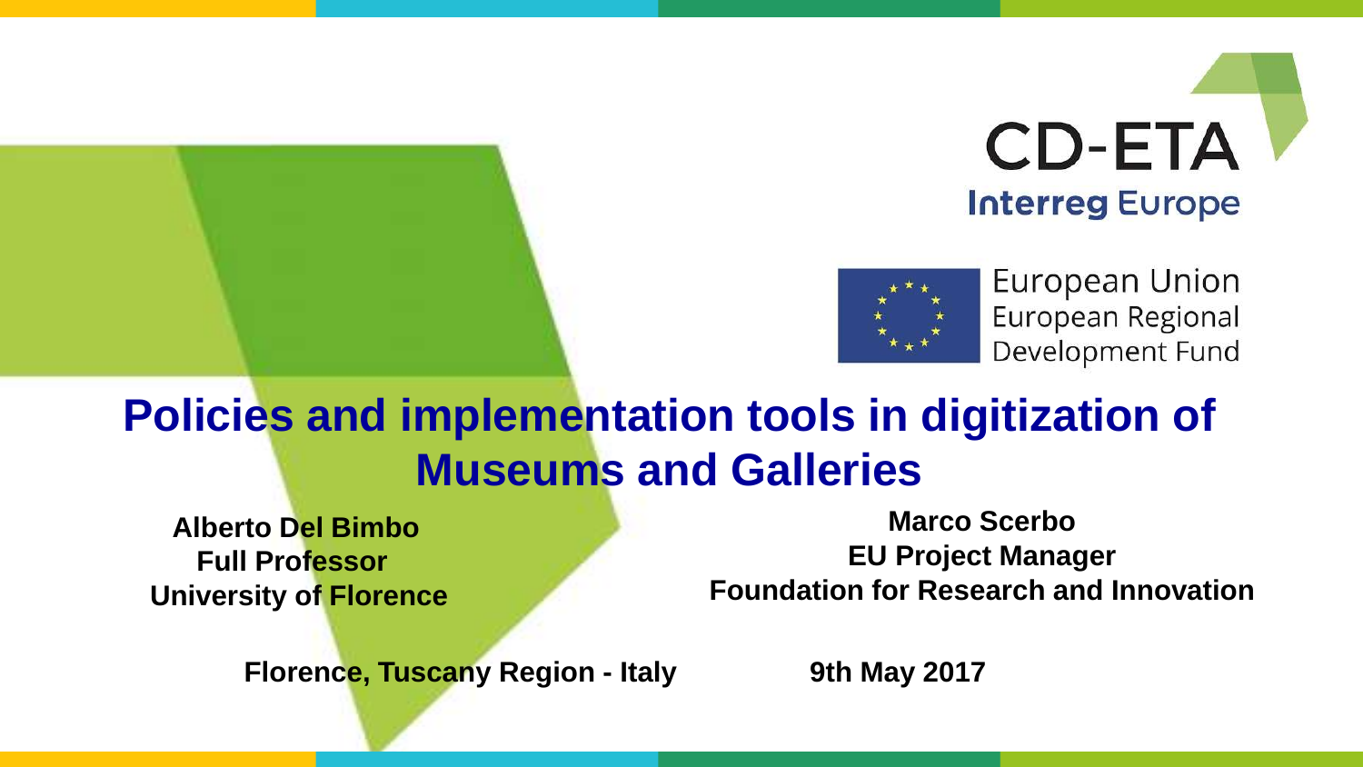CD-ETA

Interreg Europe

European Union
European Regional
Development Fund

# Policies and implementation tools in digitization of Museums and Galleries

**Alberto Del Bimbo**
**Full Professor**
**University of Florence**

**Marco Scerbo**
**EU Project Manager**
**Foundation for Research and Innovation**

**Florence, Tuscany Region - Italy**

**9th May 2017**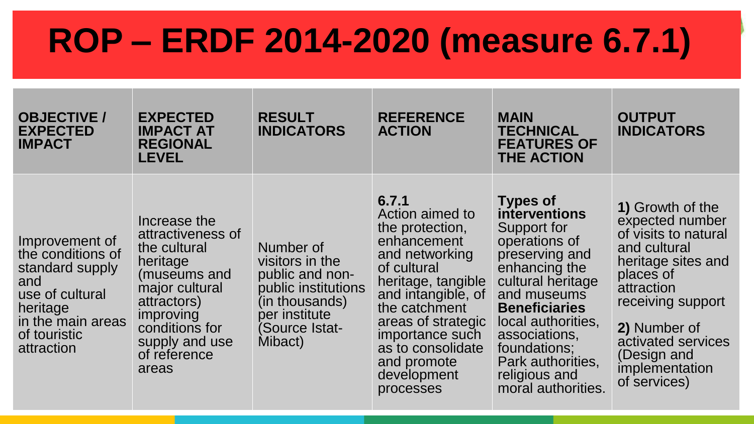# ROP – ERDF 2014-2020 (measure 6.7.1)

| OBJECTIVE / EXPECTED IMPACT | EXPECTED IMPACT AT REGIONAL LEVEL | RESULT INDICATORS | REFERENCE ACTION | MAIN TECHNICAL FEATURES OF THE ACTION | OUTPUT INDICATORS |
|---|---|---|---|---|---|
| Improvement of the conditions of standard supply and use of cultural heritage in the main areas of touristic attraction | Increase the attractiveness of the cultural heritage (museums and major cultural attractors) improving conditions for supply and use of reference areas | Number of visitors in the public and non-public institutions (in thousands) per institute (Source Istat-Mibact) | **6.7.1** Action aimed to the protection, enhancement and networking of cultural heritage, tangible and intangible, of the catchment areas of strategic importance such as to consolidate and promote development processes | **Types of interventions** Support for operations of preserving and enhancing the cultural heritage and museums **Beneficiaries** local authorities, associations, foundations; Park authorities, religious and moral authorities. | **1)** Growth of the expected number of visits to natural and cultural heritage sites and places of attraction receiving support **2)** Number of activated services (Design and implementation of services) |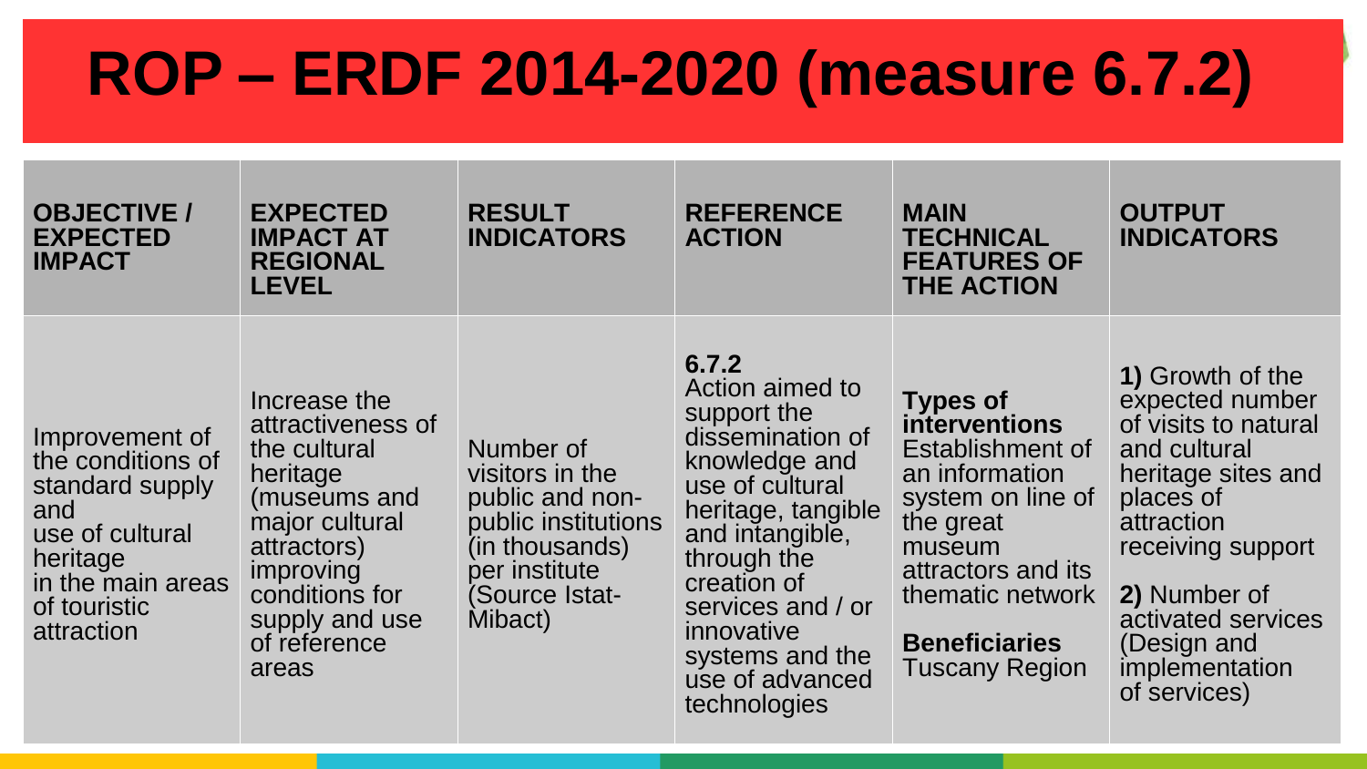# ROP – ERDF 2014-2020 (measure 6.7.2)

| OBJECTIVE / EXPECTED IMPACT | EXPECTED IMPACT AT REGIONAL LEVEL | RESULT INDICATORS | REFERENCE ACTION | MAIN TECHNICAL FEATURES OF THE ACTION | OUTPUT INDICATORS |
| --- | --- | --- | --- | --- | --- |
| Improvement of the conditions of standard supply and use of cultural heritage in the main areas of touristic attraction | Increase the attractiveness of the cultural heritage (museums and major cultural attractors) improving conditions for supply and use of reference areas | Number of visitors in the public and non-public institutions (in thousands) per institute (Source Istat-Mibact) | **6.7.2** Action aimed to support the dissemination of knowledge and use of cultural heritage, tangible and intangible, through the creation of services and / or innovative systems and the use of advanced technologies | **Types of interventions** Establishment of an information system on line of the great museum attractors and its thematic network **Beneficiaries** Tuscany Region | **1)** Growth of the expected number of visits to natural and cultural heritage sites and places of attraction receiving support **2)** Number of activated services (Design and implementation of services) |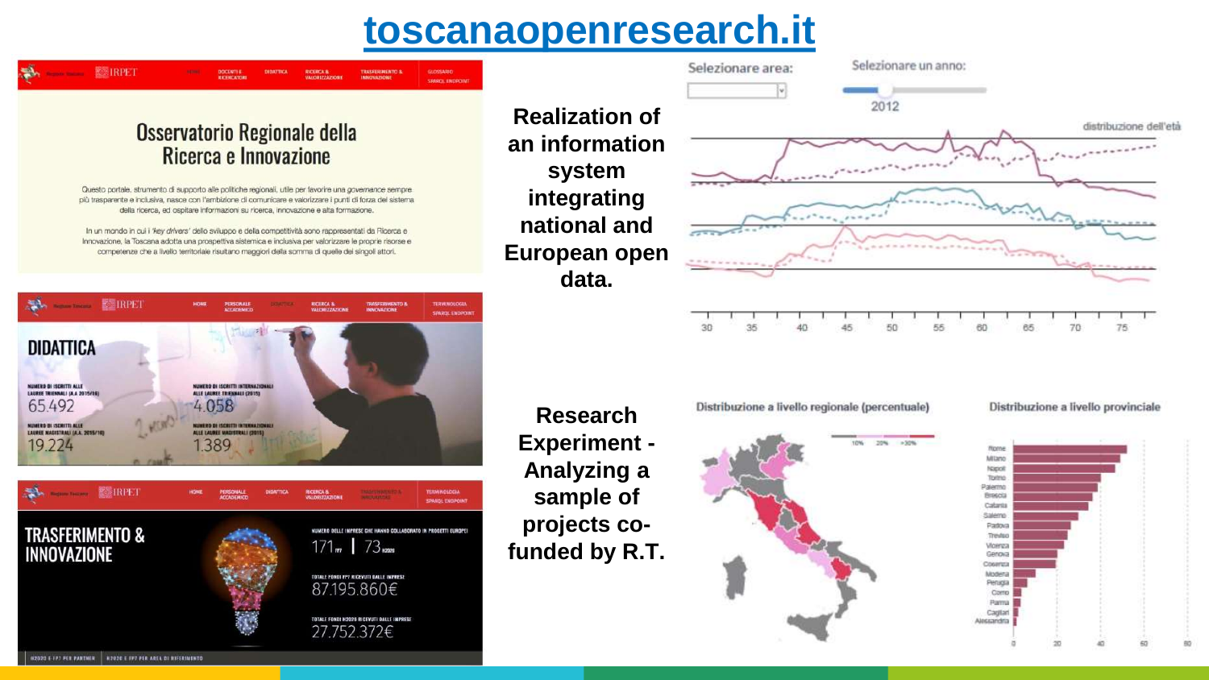# toscanaopenresearch.it

**Realization of an information system integrating national and European open data.**

**Research Experiment - Analyzing a sample of projects co-funded by R.T.**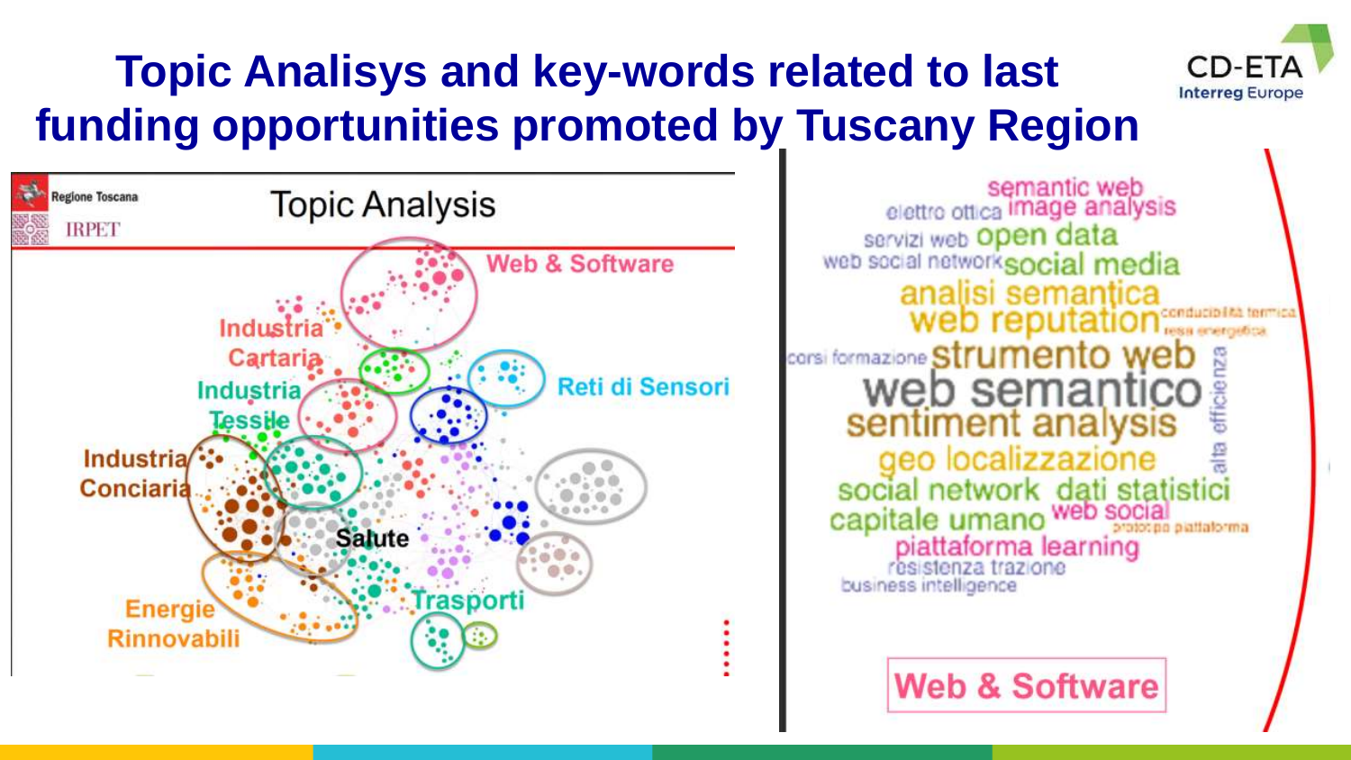# Topic Analisys and key-words related to last funding opportunities promoted by Tuscany Region

Regione Toscana

IRPET

## Topic Analysis

Web & Software

Industria Cartaria

Industria Tessile

Reti di Sensori

Industria Conciaria

Salute

Energie Rinnovabili

Trasporti

semantic web
elettro ottica image analysis
servizi web open data
web social network social media
analisi semantica
web reputation conducibilità termica resa energetica
corsi formazione strumento web
web semantico
sentiment analysis
alta efficienza
geo localizzazione
social network dati statistici
capitale umano web social prototipo piattaforma
piattaforma learning
resistenza trazione
business intelligence

Web & Software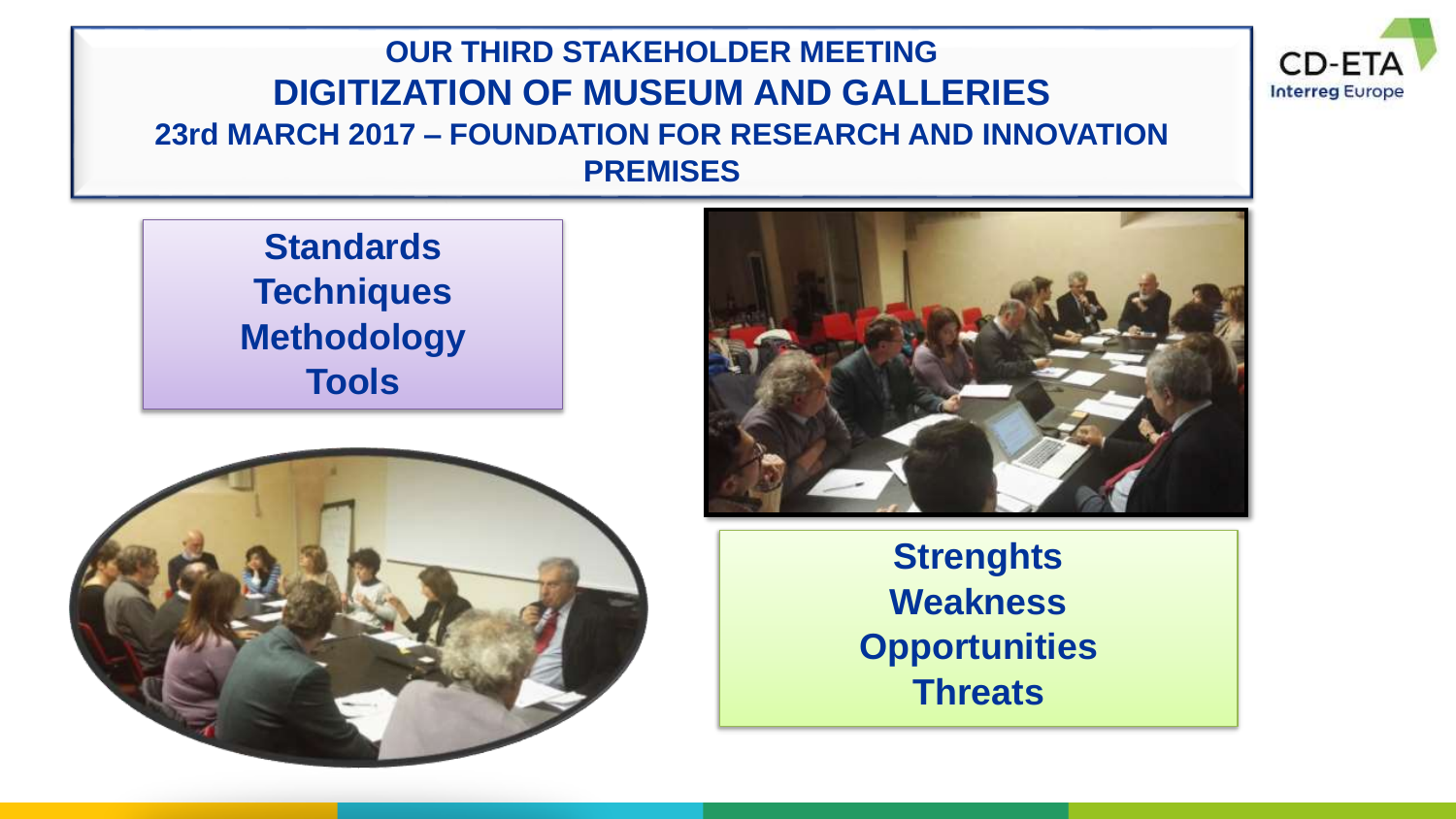# OUR THIRD STAKEHOLDER MEETING
# DIGITIZATION OF MUSEUM AND GALLERIES
## 23rd MARCH 2017 – FOUNDATION FOR RESEARCH AND INNOVATION PREMISES

CD-ETA
Interreg Europe

**Standards**
**Techniques**
**Methodology**
**Tools**

**Strenghts**
**Weakness**
**Opportunities**
**Threats**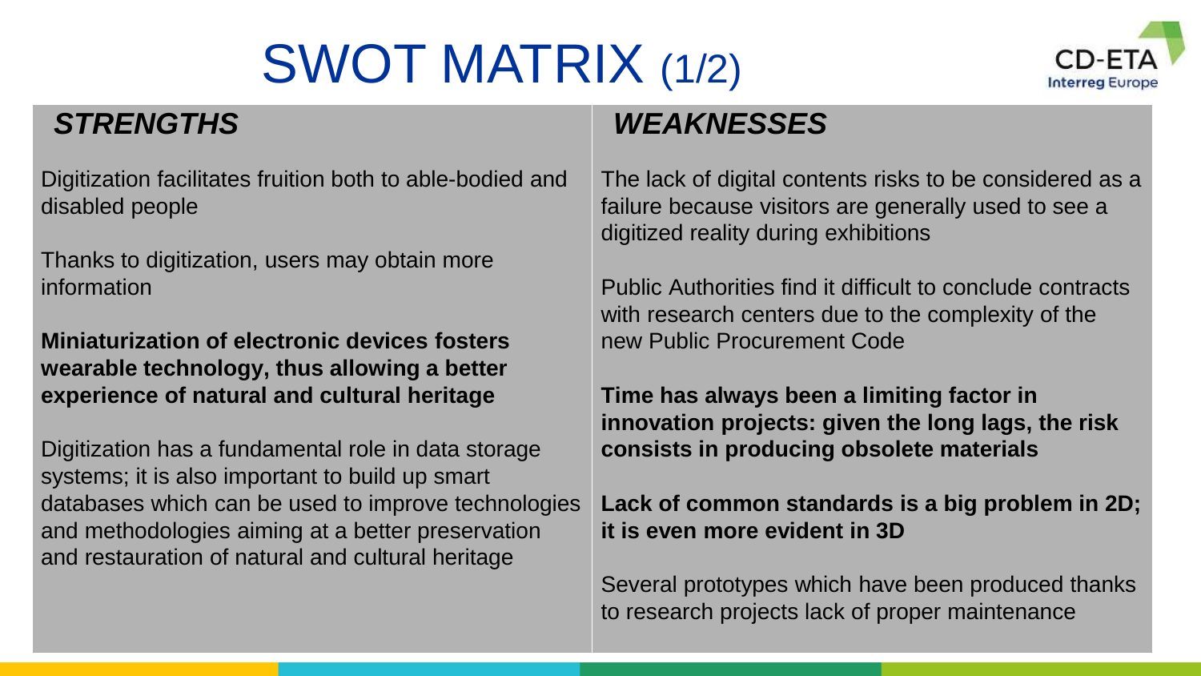# SWOT MATRIX (1/2)

### *STRENGTHS*

Digitization facilitates fruition both to able-bodied and disabled people

Thanks to digitization, users may obtain more information

**Miniaturization of electronic devices fosters wearable technology, thus allowing a better experience of natural and cultural heritage**

Digitization has a fundamental role in data storage systems; it is also important to build up smart databases which can be used to improve technologies and methodologies aiming at a better preservation and restauration of natural and cultural heritage

### *WEAKNESSES*

The lack of digital contents risks to be considered as a failure because visitors are generally used to see a digitized reality during exhibitions

Public Authorities find it difficult to conclude contracts with research centers due to the complexity of the new Public Procurement Code

**Time has always been a limiting factor in innovation projects: given the long lags, the risk consists in producing obsolete materials**

**Lack of common standards is a big problem in 2D; it is even more evident in 3D**

Several prototypes which have been produced thanks to research projects lack of proper maintenance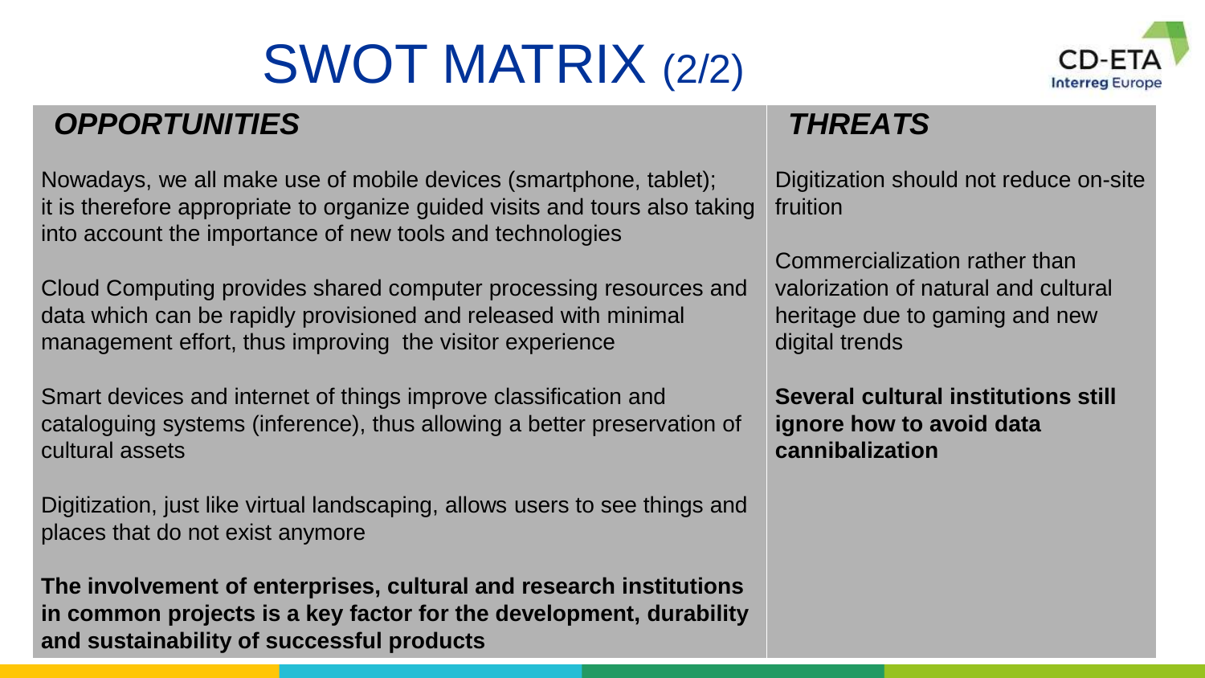# SWOT MATRIX (2/2)

## *OPPORTUNITIES*

Nowadays, we all make use of mobile devices (smartphone, tablet); it is therefore appropriate to organize guided visits and tours also taking into account the importance of new tools and technologies

Cloud Computing provides shared computer processing resources and data which can be rapidly provisioned and released with minimal management effort, thus improving the visitor experience

Smart devices and internet of things improve classification and cataloguing systems (inference), thus allowing a better preservation of cultural assets

Digitization, just like virtual landscaping, allows users to see things and places that do not exist anymore

**The involvement of enterprises, cultural and research institutions in common projects is a key factor for the development, durability and sustainability of successful products**

## *THREATS*

Digitization should not reduce on-site fruition

Commercialization rather than valorization of natural and cultural heritage due to gaming and new digital trends

**Several cultural institutions still ignore how to avoid data cannibalization**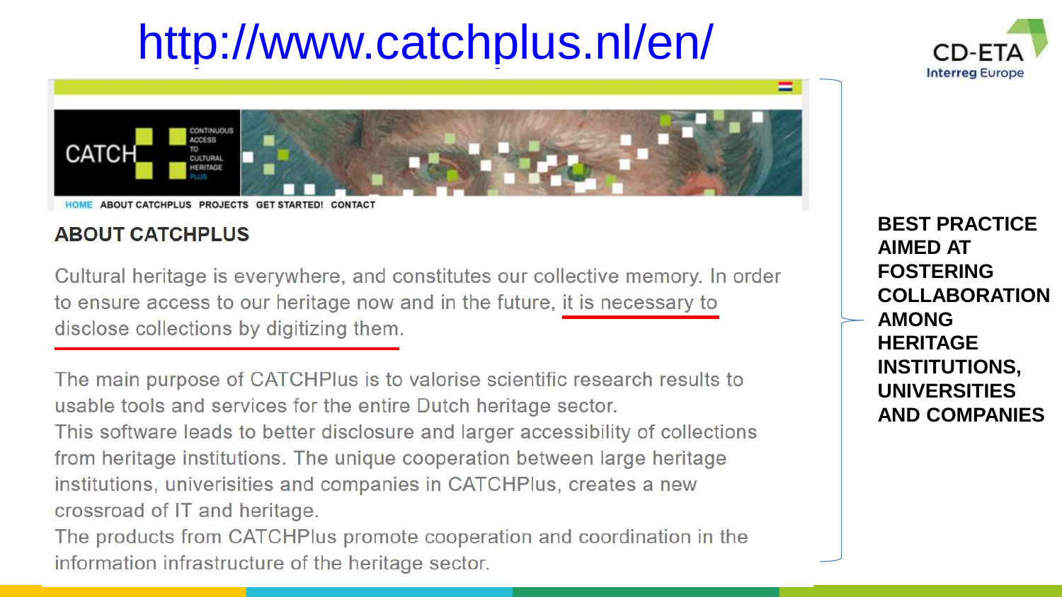# http://www.catchplus.nl/en/

CD-ETA
Interreg Europe

CATCH CONTINUOUS ACCESS TO CULTURAL HERITAGE PLUS

HOME ABOUT CATCHPLUS PROJECTS GET STARTED! CONTACT

## ABOUT CATCHPLUS

Cultural heritage is everywhere, and constitutes our collective memory. In order to ensure access to our heritage now and in the future, it is necessary to disclose collections by digitizing them.

The main purpose of CATCHPlus is to valorise scientific research results to usable tools and services for the entire Dutch heritage sector.
This software leads to better disclosure and larger accessibility of collections from heritage institutions. The unique cooperation between large heritage institutions, univerisities and companies in CATCHPlus, creates a new crossroad of IT and heritage.
The products from CATCHPlus promote cooperation and coordination in the information infrastructure of the heritage sector.

**BEST PRACTICE AIMED AT FOSTERING COLLABORATION AMONG HERITAGE INSTITUTIONS, UNIVERSITIES AND COMPANIES**